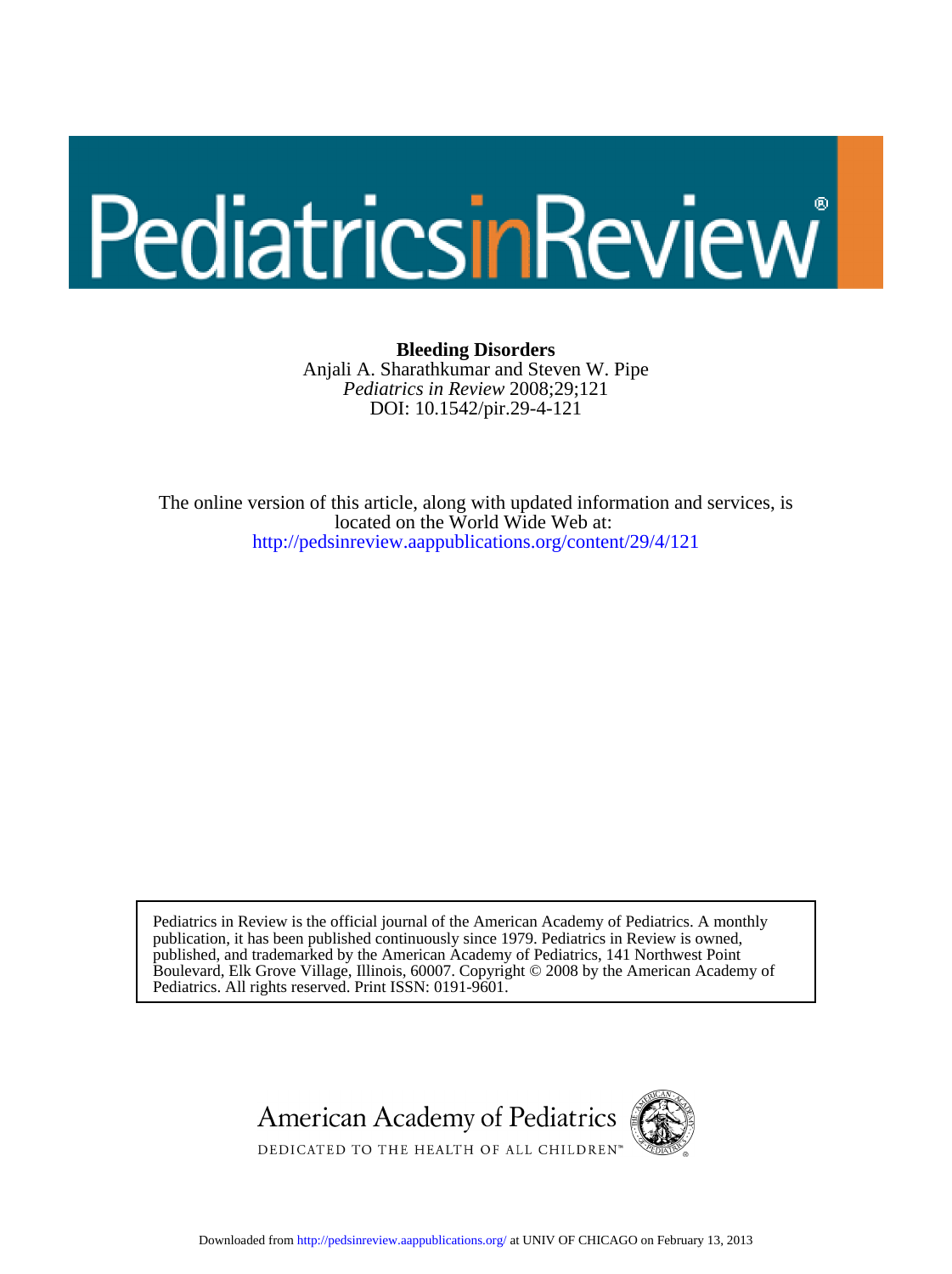# Pediatrics in Review

**Bleeding Disorders**
Anjali A. Sharathkumar and Steven W. Pipe
*Pediatrics in Review* 2008;29;121
DOI: 10.1542/pir.29-4-121

The online version of this article, along with updated information and services, is located on the World Wide Web at:
http://pedsinreview.aappublications.org/content/29/4/121

Pediatrics in Review is the official journal of the American Academy of Pediatrics. A monthly publication, it has been published continuously since 1979. Pediatrics in Review is owned, published, and trademarked by the American Academy of Pediatrics, 141 Northwest Point Boulevard, Elk Grove Village, Illinois, 60007. Copyright © 2008 by the American Academy of Pediatrics. All rights reserved. Print ISSN: 0191-9601.

American Academy of Pediatrics
DEDICATED TO THE HEALTH OF ALL CHILDREN™

Downloaded from http://pedsinreview.aappublications.org/ at UNIV OF CHICAGO on February 13, 2013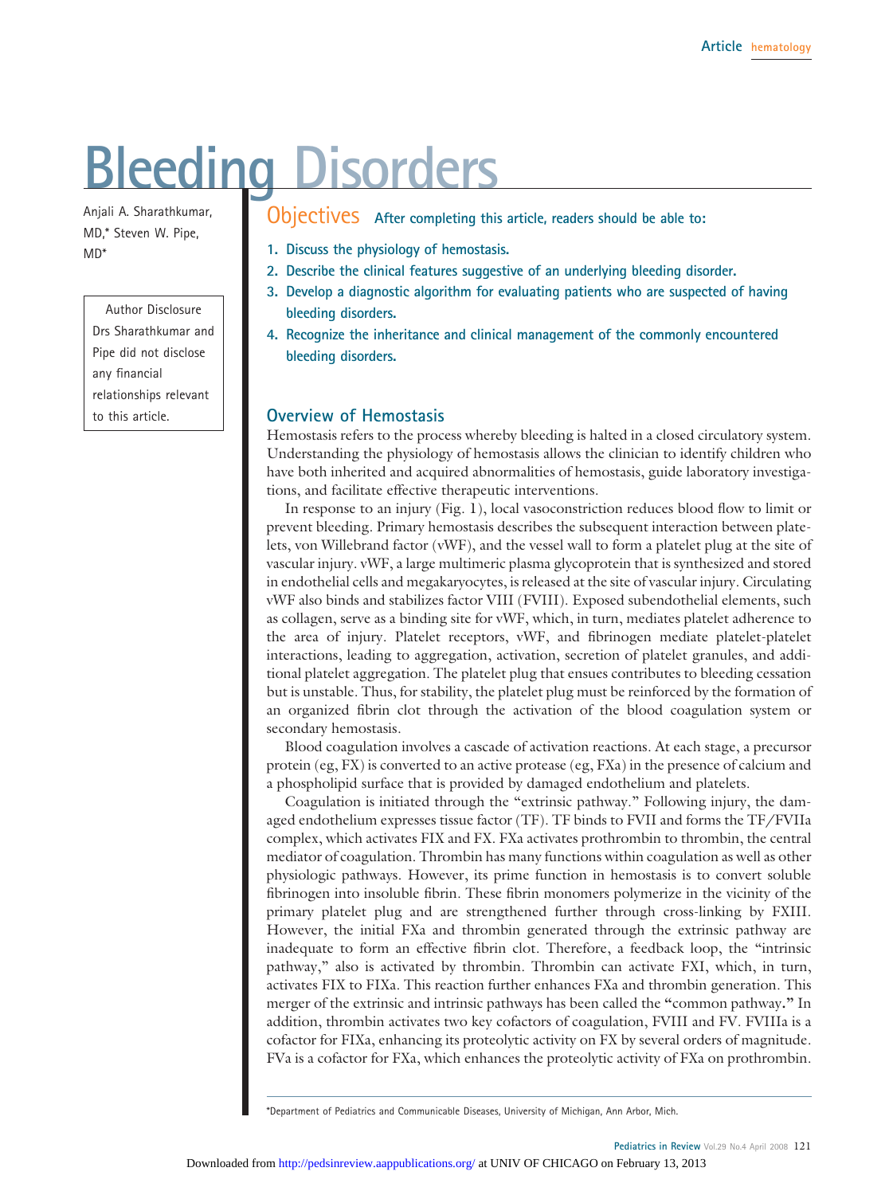# Bleeding Disorders

Anjali A. Sharathkumar, MD,* Steven W. Pipe, MD*

Author Disclosure
Drs Sharathkumar and Pipe did not disclose any financial relationships relevant to this article.

## Objectives

After completing this article, readers should be able to:

1. Discuss the physiology of hemostasis.
2. Describe the clinical features suggestive of an underlying bleeding disorder.
3. Develop a diagnostic algorithm for evaluating patients who are suspected of having bleeding disorders.
4. Recognize the inheritance and clinical management of the commonly encountered bleeding disorders.

## Overview of Hemostasis

Hemostasis refers to the process whereby bleeding is halted in a closed circulatory system. Understanding the physiology of hemostasis allows the clinician to identify children who have both inherited and acquired abnormalities of hemostasis, guide laboratory investigations, and facilitate effective therapeutic interventions.

In response to an injury (Fig. 1), local vasoconstriction reduces blood flow to limit or prevent bleeding. Primary hemostasis describes the subsequent interaction between platelets, von Willebrand factor (vWF), and the vessel wall to form a platelet plug at the site of vascular injury. vWF, a large multimeric plasma glycoprotein that is synthesized and stored in endothelial cells and megakaryocytes, is released at the site of vascular injury. Circulating vWF also binds and stabilizes factor VIII (FVIII). Exposed subendothelial elements, such as collagen, serve as a binding site for vWF, which, in turn, mediates platelet adherence to the area of injury. Platelet receptors, vWF, and fibrinogen mediate platelet-platelet interactions, leading to aggregation, activation, secretion of platelet granules, and additional platelet aggregation. The platelet plug that ensues contributes to bleeding cessation but is unstable. Thus, for stability, the platelet plug must be reinforced by the formation of an organized fibrin clot through the activation of the blood coagulation system or secondary hemostasis.

Blood coagulation involves a cascade of activation reactions. At each stage, a precursor protein (eg, FX) is converted to an active protease (eg, FXa) in the presence of calcium and a phospholipid surface that is provided by damaged endothelium and platelets.

Coagulation is initiated through the "extrinsic pathway." Following injury, the damaged endothelium expresses tissue factor (TF). TF binds to FVII and forms the TF/FVIIa complex, which activates FIX and FX. FXa activates prothrombin to thrombin, the central mediator of coagulation. Thrombin has many functions within coagulation as well as other physiologic pathways. However, its prime function in hemostasis is to convert soluble fibrinogen into insoluble fibrin. These fibrin monomers polymerize in the vicinity of the primary platelet plug and are strengthened further through cross-linking by FXIII. However, the initial FXa and thrombin generated through the extrinsic pathway are inadequate to form an effective fibrin clot. Therefore, a feedback loop, the "intrinsic pathway," also is activated by thrombin. Thrombin can activate FXI, which, in turn, activates FIX to FIXa. This reaction further enhances FXa and thrombin generation. This merger of the extrinsic and intrinsic pathways has been called the **"**common pathway**."** In addition, thrombin activates two key cofactors of coagulation, FVIII and FV. FVIIIa is a cofactor for FIXa, enhancing its proteolytic activity on FX by several orders of magnitude. FVa is a cofactor for FXa, which enhances the proteolytic activity of FXa on prothrombin.

*Department of Pediatrics and Communicable Diseases, University of Michigan, Ann Arbor, Mich.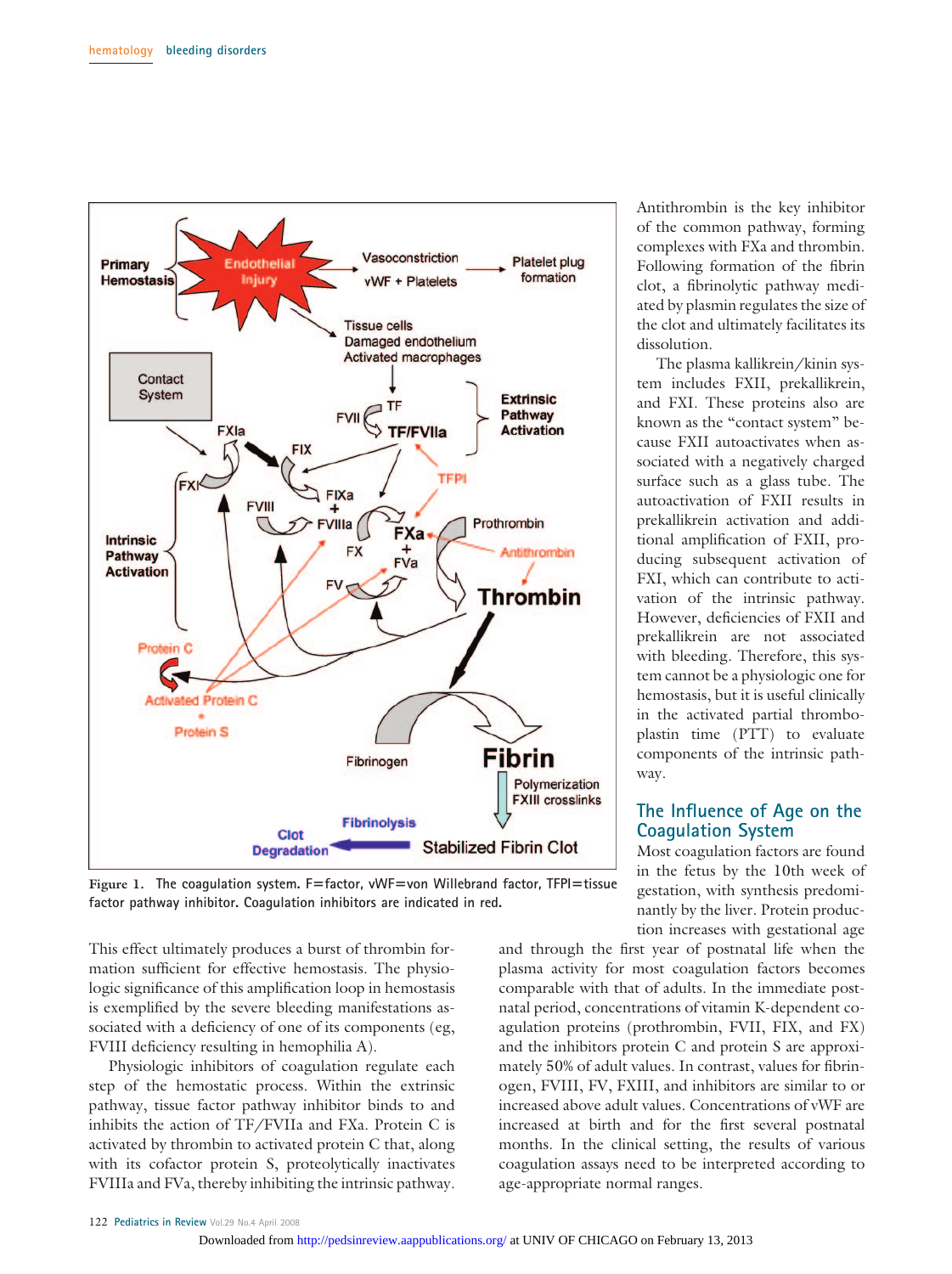Figure 1. The coagulation system. F=factor, vWF=von Willebrand factor, TFPI=tissue factor pathway inhibitor. Coagulation inhibitors are indicated in red.

This effect ultimately produces a burst of thrombin formation sufficient for effective hemostasis. The physiologic significance of this amplification loop in hemostasis is exemplified by the severe bleeding manifestations associated with a deficiency of its components (eg, FVIII deficiency resulting in hemophilia A).

Physiologic inhibitors of coagulation regulate each step of the hemostatic process. Within the extrinsic pathway, tissue factor pathway inhibitor binds to and inhibits the action of TF/FVIIa and FXa. Protein C is activated by thrombin to activated protein C that, along with its cofactor protein S, proteolytically inactivates FVIIIa and FVa, thereby inhibiting the intrinsic pathway. Antithrombin is the key inhibitor of the common pathway, forming complexes with FXa and thrombin. Following formation of the fibrin clot, a fibrinolytic pathway mediated by plasmin regulates the size of the clot and ultimately facilitates its dissolution.

The plasma kallikrein/kinin system includes FXII, prekallikrein, and FXI. These proteins also are known as the "contact system" because FXII autoactivates when associated with a negatively charged surface such as a glass tube. The autoactivation of FXII results in prekallikrein activation and additional amplification of FXII, producing subsequent activation of FXI, which can contribute to activation of the intrinsic pathway. However, deficiencies of FXII and prekallikrein are not associated with bleeding. Therefore, this system cannot be a physiologic one for hemostasis, but it is useful clinically in the activated partial thromboplastin time (PTT) to evaluate components of the intrinsic pathway.

## The Influence of Age on the Coagulation System

Most coagulation factors are found in the fetus by the 10th week of gestation, with synthesis predominantly by the liver. Protein production increases with gestational age and through the first year of postnatal life when the plasma activity for most coagulation factors becomes comparable with that of adults. In the immediate postnatal period, concentrations of vitamin K-dependent coagulation proteins (prothrombin, FVII, FIX, and FX) and the inhibitors protein C and protein S are approximately 50% of adult values. In contrast, values for fibrinogen, FVIII, FV, FXIII, and inhibitors are similar to or increased above adult values. Concentrations of vWF are increased at birth and for the first several postnatal months. In the clinical setting, the results of various coagulation assays need to be interpreted according to age-appropriate normal ranges.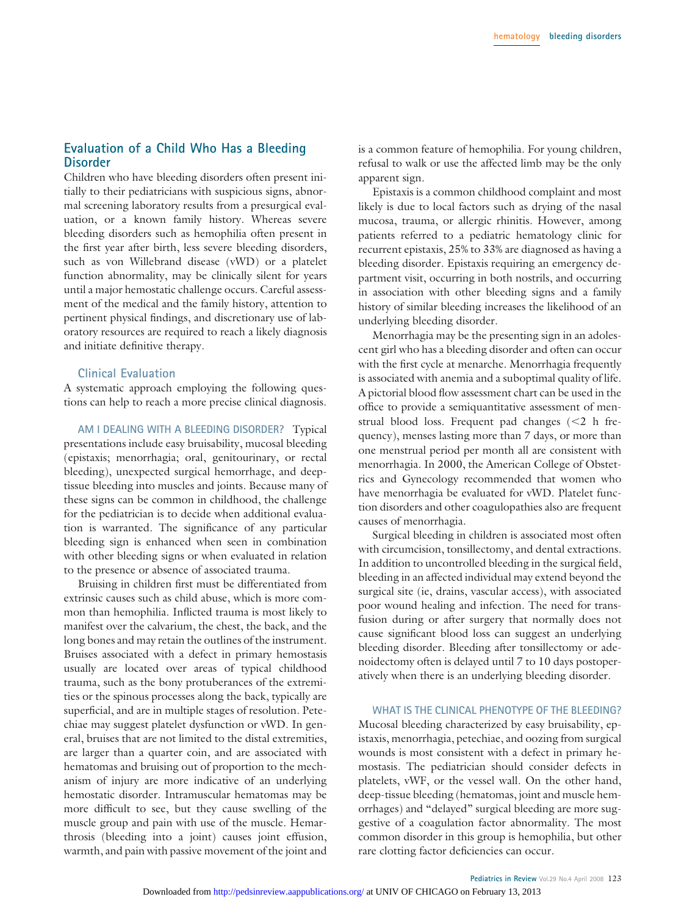## Evaluation of a Child Who Has a Bleeding Disorder

Children who have bleeding disorders often present initially to their pediatricians with suspicious signs, abnormal screening laboratory results from a presurgical evaluation, or a known family history. Whereas severe bleeding disorders such as hemophilia often present in the first year after birth, less severe bleeding disorders, such as von Willebrand disease (vWD) or a platelet function abnormality, may be clinically silent for years until a major hemostatic challenge occurs. Careful assessment of the medical and the family history, attention to pertinent physical findings, and discretionary use of laboratory resources are required to reach a likely diagnosis and initiate definitive therapy.

### Clinical Evaluation

A systematic approach employing the following questions can help to reach a more precise clinical diagnosis.

**AM I DEALING WITH A BLEEDING DISORDER?** Typical presentations include easy bruisability, mucosal bleeding (epistaxis; menorrhagia; oral, genitourinary, or rectal bleeding), unexpected surgical hemorrhage, and deep-tissue bleeding into muscles and joints. Because many of these signs can be common in childhood, the challenge for the pediatrician is to decide when additional evaluation is warranted. The significance of any particular bleeding sign is enhanced when seen in combination with other bleeding signs or when evaluated in relation to the presence or absence of associated trauma.

Bruising in children first must be differentiated from extrinsic causes such as child abuse, which is more common than hemophilia. Inflicted trauma is most likely to manifest over the calvarium, the chest, the back, and the long bones and may retain the outlines of the instrument. Bruises associated with a defect in primary hemostasis usually are located over areas of typical childhood trauma, such as the bony protuberances of the extremities or the spinous processes along the back, typically are superficial, and are in multiple stages of resolution. Petechiae may suggest platelet dysfunction or vWD. In general, bruises that are not limited to the distal extremities, are larger than a quarter coin, and are associated with hematomas and bruising out of proportion to the mechanism of injury are more indicative of an underlying hemostatic disorder. Intramuscular hematomas may be more difficult to see, but they cause swelling of the muscle group and pain with use of the muscle. Hemarthrosis (bleeding into a joint) causes joint effusion, warmth, and pain with passive movement of the joint and is a common feature of hemophilia. For young children, refusal to walk or use the affected limb may be the only apparent sign.

Epistaxis is a common childhood complaint and most likely is due to local factors such as drying of the nasal mucosa, trauma, or allergic rhinitis. However, among patients referred to a pediatric hematology clinic for recurrent epistaxis, 25% to 33% are diagnosed as having a bleeding disorder. Epistaxis requiring an emergency department visit, occurring in both nostrils, and occurring in association with other bleeding signs and a family history of similar bleeding increases the likelihood of an underlying bleeding disorder.

Menorrhagia may be the presenting sign in an adolescent girl who has a bleeding disorder and often can occur with the first cycle at menarche. Menorrhagia frequently is associated with anemia and a suboptimal quality of life. A pictorial blood flow assessment chart can be used in the office to provide a semiquantitative assessment of menstrual blood loss. Frequent pad changes (<2 h frequency), menses lasting more than 7 days, or more than one menstrual period per month all are consistent with menorrhagia. In 2000, the American College of Obstetrics and Gynecology recommended that women who have menorrhagia be evaluated for vWD. Platelet function disorders and other coagulopathies also are frequent causes of menorrhagia.

Surgical bleeding in children is associated most often with circumcision, tonsillectomy, and dental extractions. In addition to uncontrolled bleeding in the surgical field, bleeding in an affected individual may extend beyond the surgical site (ie, drains, vascular access), with associated poor wound healing and infection. The need for transfusion during or after surgery that normally does not cause significant blood loss can suggest an underlying bleeding disorder. Bleeding after tonsillectomy or adenoidectomy often is delayed until 7 to 10 days postoperatively when there is an underlying bleeding disorder.

**WHAT IS THE CLINICAL PHENOTYPE OF THE BLEEDING?** Mucosal bleeding characterized by easy bruisability, epistaxis, menorrhagia, petechiae, and oozing from surgical wounds is most consistent with a defect in primary hemostasis. The pediatrician should consider defects in platelets, vWF, or the vessel wall. On the other hand, deep-tissue bleeding (hematomas, joint and muscle hemorrhages) and "delayed" surgical bleeding are more suggestive of a coagulation factor abnormality. The most common disorder in this group is hemophilia, but other rare clotting factor deficiencies can occur.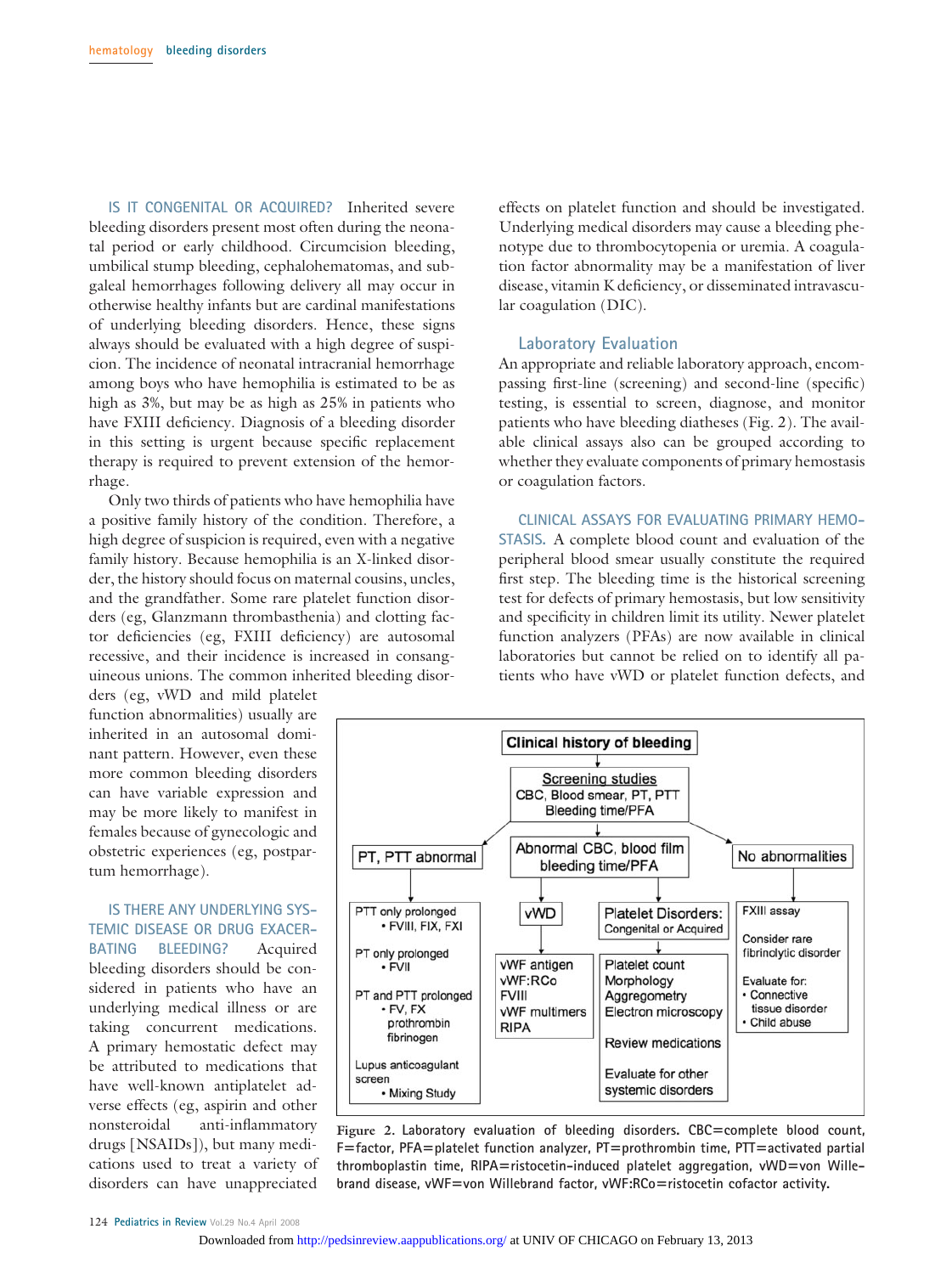**IS IT CONGENITAL OR ACQUIRED?** Inherited severe bleeding disorders present most often during the neonatal period or early childhood. Circumcision bleeding, umbilical stump bleeding, cephalohematomas, and subgaleal hemorrhages following delivery all may occur in otherwise healthy infants but are cardinal manifestations of underlying bleeding disorders. Hence, these signs always should be evaluated with a high degree of suspicion. The incidence of neonatal intracranial hemorrhage among boys who have hemophilia is estimated to be as high as 3%, but may be as high as 25% in patients who have FXIII deficiency. Diagnosis of a bleeding disorder in this setting is urgent because specific replacement therapy is required to prevent extension of the hemorrhage.

Only two thirds of patients who have hemophilia have a positive family history of the condition. Therefore, a high degree of suspicion is required, even with a negative family history. Because hemophilia is an X-linked disorder, the history should focus on maternal cousins, uncles, and the grandfather. Some rare platelet function disorders (eg, Glanzmann thrombasthenia) and clotting factor deficiencies (eg, FXIII deficiency) are autosomal recessive, and their incidence is increased in consanguineous unions. The common inherited bleeding disorders (eg, vWD and mild platelet function abnormalities) usually are inherited in an autosomal dominant pattern. However, even these more common bleeding disorders can have variable expression and may be more likely to manifest in females because of gynecologic and obstetric experiences (eg, postpartum hemorrhage).

**IS THERE ANY UNDERLYING SYSTEMIC DISEASE OR DRUG EXACERBATING BLEEDING?** Acquired bleeding disorders should be considered in patients who have an underlying medical illness or are taking concurrent medications. A primary hemostatic defect may be attributed to medications that have well-known antiplatelet adverse effects (eg, aspirin and other nonsteroidal anti-inflammatory drugs [NSAIDs]), but many medications used to treat a variety of disorders can have unappreciated effects on platelet function and should be investigated. Underlying medical disorders may cause a bleeding phenotype due to thrombocytopenia or uremia. A coagulation factor abnormality may be a manifestation of liver disease, vitamin K deficiency, or disseminated intravascular coagulation (DIC).

## Laboratory Evaluation

An appropriate and reliable laboratory approach, encompassing first-line (screening) and second-line (specific) testing, is essential to screen, diagnose, and monitor patients who have bleeding diatheses (Fig. 2). The available clinical assays also can be grouped according to whether they evaluate components of primary hemostasis or coagulation factors.

**CLINICAL ASSAYS FOR EVALUATING PRIMARY HEMOSTASIS.** A complete blood count and evaluation of the peripheral blood smear usually constitute the required first step. The bleeding time is the historical screening test for defects of primary hemostasis, but low sensitivity and specificity in children limit its utility. Newer platelet function analyzers (PFAs) are now available in clinical laboratories but cannot be relied on to identify all patients who have vWD or platelet function defects, and

**Clinical history of bleeding**
↓
**Screening studies**: CBC, Blood smear, PT, PTT, Bleeding time/PFA
↓

- **PT, PTT abnormal**
  - PTT only prolonged
    - FVIII, FIX, FXI
  - PT only prolonged
    - FVII
  - PT and PTT prolonged
    - FV, FX, prothrombin, fibrinogen
  - Lupus anticoagulant screen
    - Mixing Study
- **Abnormal CBC, blood film, bleeding time/PFA**
  - **vWD**
    - vWF antigen, vWF:RCo, FVIII, vWF multimers, RIPA
  - **Platelet Disorders: Congenital or Acquired**
    - Platelet count, Morphology, Aggregometry, Electron microscopy
    - Review medications
    - Evaluate for other systemic disorders
- **No abnormalities**
  - FXIII assay
  - Consider rare fibrinolytic disorder
  - Evaluate for:
    - Connective tissue disorder
    - Child abuse

**Figure 2.** Laboratory evaluation of bleeding disorders. CBC=complete blood count, F=factor, PFA=platelet function analyzer, PT=prothrombin time, PTT=activated partial thromboplastin time, RIPA=ristocetin-induced platelet aggregation, vWD=von Willebrand disease, vWF=von Willebrand factor, vWF:RCo=ristocetin cofactor activity.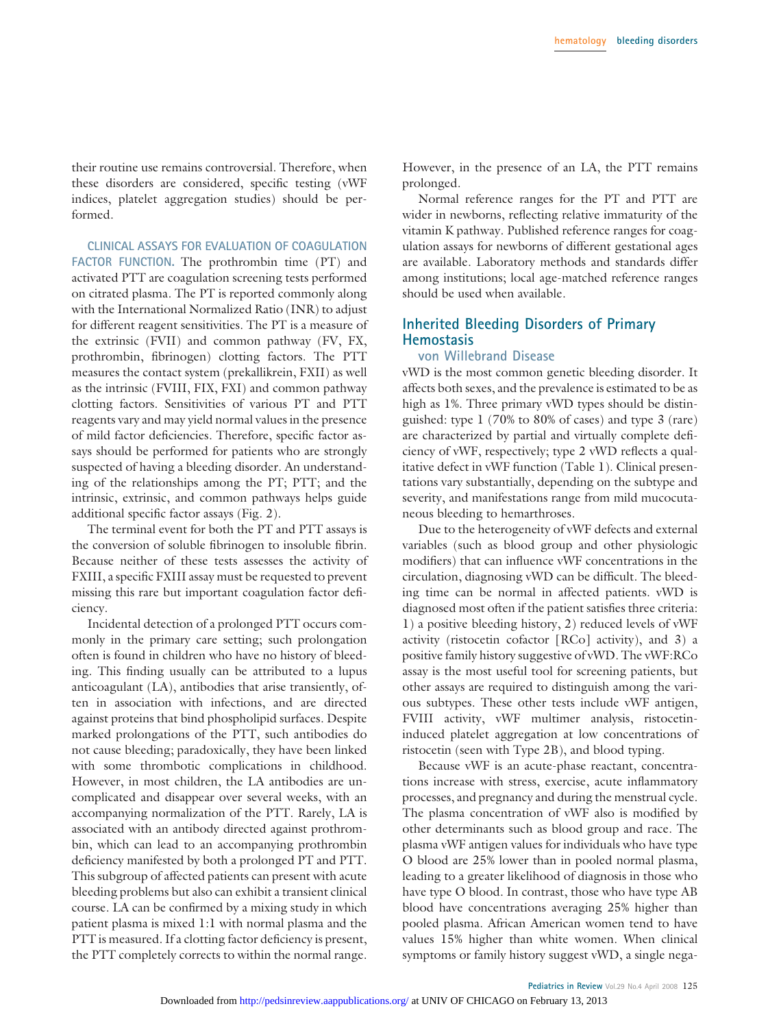their routine use remains controversial. Therefore, when these disorders are considered, specific testing (vWF indices, platelet aggregation studies) should be performed.

**CLINICAL ASSAYS FOR EVALUATION OF COAGULATION FACTOR FUNCTION.** The prothrombin time (PT) and activated PTT are coagulation screening tests performed on citrated plasma. The PT is reported commonly along with the International Normalized Ratio (INR) to adjust for different reagent sensitivities. The PT is a measure of the extrinsic (FVII) and common pathway (FV, FX, prothrombin, fibrinogen) clotting factors. The PTT measures the contact system (prekallikrein, FXII) as well as the intrinsic (FVIII, FIX, FXI) and common pathway clotting factors. Sensitivities of various PT and PTT reagents vary and may yield normal values in the presence of mild factor deficiencies. Therefore, specific factor assays should be performed for patients who are strongly suspected of having a bleeding disorder. An understanding of the relationships among the PT; PTT; and the intrinsic, extrinsic, and common pathways helps guide additional specific factor assays (Fig. 2).

The terminal event for both the PT and PTT assays is the conversion of soluble fibrinogen to insoluble fibrin. Because neither of these tests assesses the activity of FXIII, a specific FXIII assay must be requested to prevent missing this rare but important coagulation factor deficiency.

Incidental detection of a prolonged PTT occurs commonly in the primary care setting; such prolongation often is found in children who have no history of bleeding. This finding usually can be attributed to a lupus anticoagulant (LA), antibodies that arise transiently, often in association with infections, and are directed against proteins that bind phospholipid surfaces. Despite marked prolongations of the PTT, such antibodies do not cause bleeding; paradoxically, they have been linked with some thrombotic complications in childhood. However, in most children, the LA antibodies are uncomplicated and disappear over several weeks, with an accompanying normalization of the PTT. Rarely, LA is associated with an antibody directed against prothrombin, which can lead to an accompanying prothrombin deficiency manifested by both a prolonged PT and PTT. This subgroup of affected patients can present with acute bleeding problems but also can exhibit a transient clinical course. LA can be confirmed by a mixing study in which patient plasma is mixed 1:1 with normal plasma and the PTT is measured. If a clotting factor deficiency is present, the PTT completely corrects to within the normal range. However, in the presence of an LA, the PTT remains prolonged.

Normal reference ranges for the PT and PTT are wider in newborns, reflecting relative immaturity of the vitamin K pathway. Published reference ranges for coagulation assays for newborns of different gestational ages are available. Laboratory methods and standards differ among institutions; local age-matched reference ranges should be used when available.

## Inherited Bleeding Disorders of Primary Hemostasis

### von Willebrand Disease

vWD is the most common genetic bleeding disorder. It affects both sexes, and the prevalence is estimated to be as high as 1%. Three primary vWD types should be distinguished: type 1 (70% to 80% of cases) and type 3 (rare) are characterized by partial and virtually complete deficiency of vWF, respectively; type 2 vWD reflects a qualitative defect in vWF function (Table 1). Clinical presentations vary substantially, depending on the subtype and severity, and manifestations range from mild mucocutaneous bleeding to hemarthroses.

Due to the heterogeneity of vWF defects and external variables (such as blood group and other physiologic modifiers) that can influence vWF concentrations in the circulation, diagnosing vWD can be difficult. The bleeding time can be normal in affected patients. vWD is diagnosed most often if the patient satisfies three criteria: 1) a positive bleeding history, 2) reduced levels of vWF activity (ristocetin cofactor [RCo] activity), and 3) a positive family history suggestive of vWD. The vWF:RCo assay is the most useful tool for screening patients, but other assays are required to distinguish among the various subtypes. These other tests include vWF antigen, FVIII activity, vWF multimer analysis, ristocetin-induced platelet aggregation at low concentrations of ristocetin (seen with Type 2B), and blood typing.

Because vWF is an acute-phase reactant, concentrations increase with stress, exercise, acute inflammatory processes, and pregnancy and during the menstrual cycle. The plasma concentration of vWF also is modified by other determinants such as blood group and race. The plasma vWF antigen values for individuals who have type O blood are 25% lower than in pooled normal plasma, leading to a greater likelihood of diagnosis in those who have type O blood. In contrast, those who have type AB blood have concentrations averaging 25% higher than pooled plasma. African American women tend to have values 15% higher than white women. When clinical symptoms or family history suggest vWD, a single nega-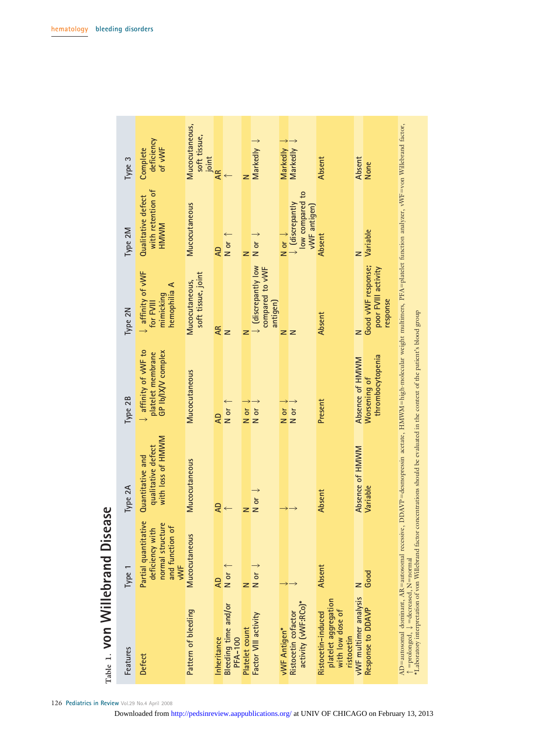Table 1. **von Willebrand Disease**

| Features | Type 1 | Type 2A | Type 2B | Type 2N | Type 2M | Type 3 |
|---|---|---|---|---|---|---|
| Defect | Partial quantitative deficiency with normal structure and function of vWF | Quantitative and qualitative defect with loss of HMWM | ↓ affinity of vWF to platelet membrane GP Ib/IX/V complex | ↓ affinity of vWF for FVIII mimicking hemophilia A | Qualitative defect with retention of HMWM | Complete deficiency of vWF |
| Pattern of bleeding | Mucocutaneous | Mucocutaneous | Mucocutaneous | Mucocutaneous, soft tissue, joint | Mucocutaneous | Mucocutaneous, soft tissue, joint |
| Inheritance | AD | AD | AD | AR | AD | AR |
| Bleeding time and/or PFA-100 | N or ↑ | ↑ | N or ↑ | N | N or ↑ | ↑ |
| Platelet count | N | N | N or ↓ | N | N | N |
| Factor VIII activity | N or ↓ | N or ↓ | N or ↓ | ↓ (discrepantly low compared to vWF antigen) | N or ↓ | Markedly ↓ |
| vWF Antigen* | ↓ | ↓ | N or ↓ | N | N or ↓ | Markedly ↓ |
| Ristocetin cofactor activity (vWF:RCo)* | ↓ | ↓ | N or ↓ | N | ↓ (discrepantly low compared to vWF antigen) | Markedly ↓ |
| Ristocetin-induced platelet aggregation with low dose of ristocetin | Absent | Absent | Present | Absent | Absent | Absent |
| vWF multimer analysis | N | Absence of HMWM | Absence of HMWM | N | N | Absent |
| Response to DDAVP | Good | Variable | Worsening of thrombocytopenia | Good vWF response; poor FVIII activity response | Variable | None |

AD=autosomal dominant, AR=autosomal recessive, DDAVP=desmopressin acetate, HMWM=high-molecular weight multimers, PFA=platelet function analyzer, vWF=von Willebrand factor, ↑=prolonged, ↓=decreased, N=normal

*Laboratory interpretation of von Willebrand factor concentrations should be evaluated in the context of the patient's blood group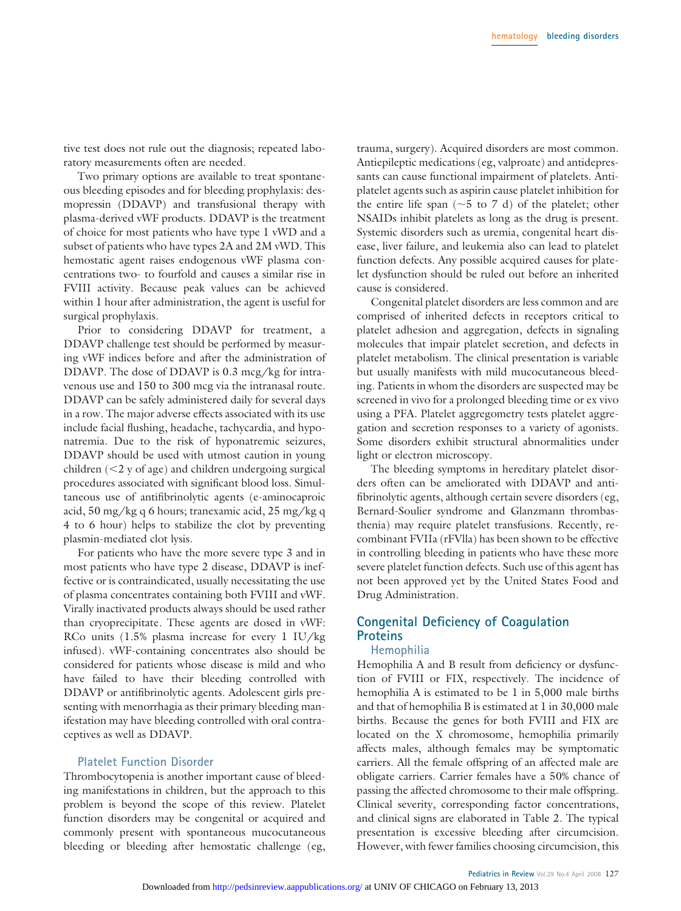tive test does not rule out the diagnosis; repeated laboratory measurements often are needed.

Two primary options are available to treat spontaneous bleeding episodes and for bleeding prophylaxis: desmopressin (DDAVP) and transfusional therapy with plasma-derived vWF products. DDAVP is the treatment of choice for most patients who have type 1 vWD and a subset of patients who have types 2A and 2M vWD. This hemostatic agent raises endogenous vWF plasma concentrations two- to fourfold and causes a similar rise in FVIII activity. Because peak values can be achieved within 1 hour after administration, the agent is useful for surgical prophylaxis.

Prior to considering DDAVP for treatment, a DDAVP challenge test should be performed by measuring vWF indices before and after the administration of DDAVP. The dose of DDAVP is 0.3 mcg/kg for intravenous use and 150 to 300 mcg via the intranasal route. DDAVP can be safely administered daily for several days in a row. The major adverse effects associated with its use include facial flushing, headache, tachycardia, and hyponatremia. Due to the risk of hyponatremic seizures, DDAVP should be used with utmost caution in young children (<2 y of age) and children undergoing surgical procedures associated with significant blood loss. Simultaneous use of antifibrinolytic agents (e-aminocaproic acid, 50 mg/kg q 6 hours; tranexamic acid, 25 mg/kg q 4 to 6 hour) helps to stabilize the clot by preventing plasmin-mediated clot lysis.

For patients who have the more severe type 3 and in most patients who have type 2 disease, DDAVP is ineffective or is contraindicated, usually necessitating the use of plasma concentrates containing both FVIII and vWF. Virally inactivated products always should be used rather than cryoprecipitate. These agents are dosed in vWF: RCo units (1.5% plasma increase for every 1 IU/kg infused). vWF-containing concentrates also should be considered for patients whose disease is mild and who have failed to have their bleeding controlled with DDAVP or antifibrinolytic agents. Adolescent girls presenting with menorrhagia as their primary bleeding manifestation may have bleeding controlled with oral contraceptives as well as DDAVP.

### Platelet Function Disorder

Thrombocytopenia is another important cause of bleeding manifestations in children, but the approach to this problem is beyond the scope of this review. Platelet function disorders may be congenital or acquired and commonly present with spontaneous mucocutaneous bleeding or bleeding after hemostatic challenge (eg, trauma, surgery). Acquired disorders are most common. Antiepileptic medications (eg, valproate) and antidepressants can cause functional impairment of platelets. Antiplatelet agents such as aspirin cause platelet inhibition for the entire life span (~5 to 7 d) of the platelet; other NSAIDs inhibit platelets as long as the drug is present. Systemic disorders such as uremia, congenital heart disease, liver failure, and leukemia also can lead to platelet function defects. Any possible acquired causes for platelet dysfunction should be ruled out before an inherited cause is considered.

Congenital platelet disorders are less common and are comprised of inherited defects in receptors critical to platelet adhesion and aggregation, defects in signaling molecules that impair platelet secretion, and defects in platelet metabolism. The clinical presentation is variable but usually manifests with mild mucocutaneous bleeding. Patients in whom the disorders are suspected may be screened in vivo for a prolonged bleeding time or ex vivo using a PFA. Platelet aggregometry tests platelet aggregation and secretion responses to a variety of agonists. Some disorders exhibit structural abnormalities under light or electron microscopy.

The bleeding symptoms in hereditary platelet disorders often can be ameliorated with DDAVP and antifibrinolytic agents, although certain severe disorders (eg, Bernard-Soulier syndrome and Glanzmann thrombasthenia) may require platelet transfusions. Recently, recombinant FVIIa (rFVIIa) has been shown to be effective in controlling bleeding in patients who have these more severe platelet function defects. Such use of this agent has not been approved yet by the United States Food and Drug Administration.

## Congenital Deficiency of Coagulation Proteins

### Hemophilia

Hemophilia A and B result from deficiency or dysfunction of FVIII or FIX, respectively. The incidence of hemophilia A is estimated to be 1 in 5,000 male births and that of hemophilia B is estimated at 1 in 30,000 male births. Because the genes for both FVIII and FIX are located on the X chromosome, hemophilia primarily affects males, although females may be symptomatic carriers. All the female offspring of an affected male are obligate carriers. Carrier females have a 50% chance of passing the affected chromosome to their male offspring. Clinical severity, corresponding factor concentrations, and clinical signs are elaborated in Table 2. The typical presentation is excessive bleeding after circumcision. However, with fewer families choosing circumcision, this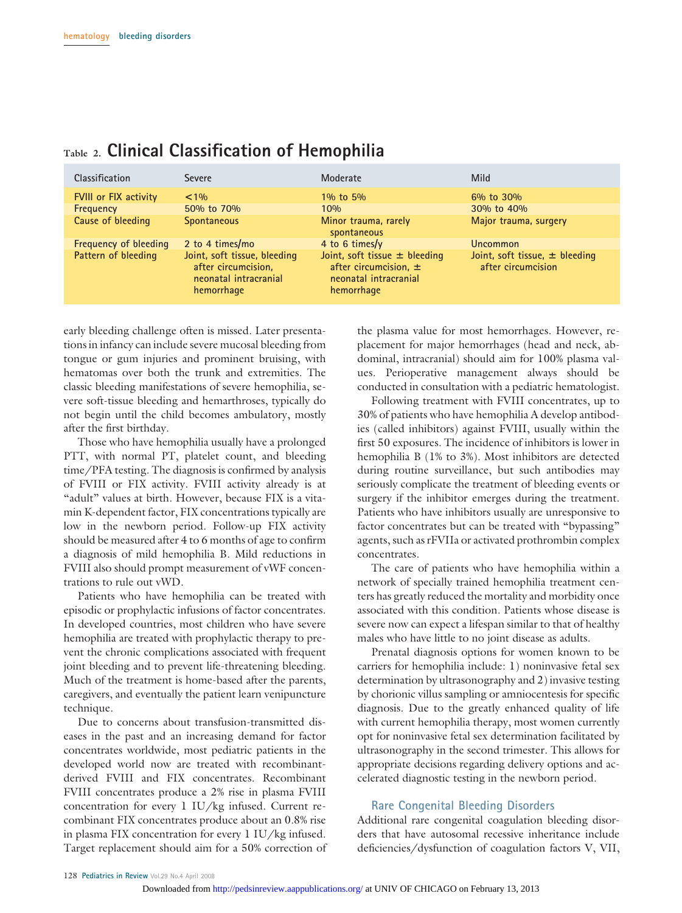Table 2. **Clinical Classification of Hemophilia**

| Classification | Severe | Moderate | Mild |
|---|---|---|---|
| FVIII or FIX activity | <1% | 1% to 5% | 6% to 30% |
| Frequency | 50% to 70% | 10% | 30% to 40% |
| Cause of bleeding | Spontaneous | Minor trauma, rarely spontaneous | Major trauma, surgery |
| Frequency of bleeding | 2 to 4 times/mo | 4 to 6 times/y | Uncommon |
| Pattern of bleeding | Joint, soft tissue, bleeding after circumcision, neonatal intracranial hemorrhage | Joint, soft tissue ± bleeding after circumcision, ± neonatal intracranial hemorrhage | Joint, soft tissue, ± bleeding after circumcision |

early bleeding challenge often is missed. Later presentations in infancy can include severe mucosal bleeding from tongue or gum injuries and prominent bruising, with hematomas over both the trunk and extremities. The classic bleeding manifestations of severe hemophilia, severe soft-tissue bleeding and hemarthroses, typically do not begin until the child becomes ambulatory, mostly after the first birthday.

Those who have hemophilia usually have a prolonged PTT, with normal PT, platelet count, and bleeding time/PFA testing. The diagnosis is confirmed by analysis of FVIII or FIX activity. FVIII activity already is at "adult" values at birth. However, because FIX is a vitamin K-dependent factor, FIX concentrations typically are low in the newborn period. Follow-up FIX activity should be measured after 4 to 6 months of age to confirm a diagnosis of mild hemophilia B. Mild reductions in FVIII also should prompt measurement of vWF concentrations to rule out vWD.

Patients who have hemophilia can be treated with episodic or prophylactic infusions of factor concentrates. In developed countries, most children who have severe hemophilia are treated with prophylactic therapy to prevent the chronic complications associated with frequent joint bleeding and to prevent life-threatening bleeding. Much of the treatment is home-based after the parents, caregivers, and eventually the patient learn venipuncture technique.

Due to concerns about transfusion-transmitted diseases in the past and an increasing demand for factor concentrates worldwide, most pediatric patients in the developed world now are treated with recombinant-derived FVIII and FIX concentrates. Recombinant FVIII concentrates produce a 2% rise in plasma FVIII concentration for every 1 IU/kg infused. Current recombinant FIX concentrates produce about an 0.8% rise in plasma FIX concentration for every 1 IU/kg infused. Target replacement should aim for a 50% correction of the plasma value for most hemorrhages. However, replacement for major hemorrhages (head and neck, abdominal, intracranial) should aim for 100% plasma values. Perioperative management always should be conducted in consultation with a pediatric hematologist.

Following treatment with FVIII concentrates, up to 30% of patients who have hemophilia A develop antibodies (called inhibitors) against FVIII, usually within the first 50 exposures. The incidence of inhibitors is lower in hemophilia B (1% to 3%). Most inhibitors are detected during routine surveillance, but such antibodies may seriously complicate the treatment of bleeding events or surgery if the inhibitor emerges during the treatment. Patients who have inhibitors usually are unresponsive to factor concentrates but can be treated with "bypassing" agents, such as rFVIIa or activated prothrombin complex concentrates.

The care of patients who have hemophilia within a network of specially trained hemophilia treatment centers has greatly reduced the mortality and morbidity once associated with this condition. Patients whose disease is severe now can expect a lifespan similar to that of healthy males who have little to no joint disease as adults.

Prenatal diagnosis options for women known to be carriers for hemophilia include: 1) noninvasive fetal sex determination by ultrasonography and 2) invasive testing by chorionic villus sampling or amniocentesis for specific diagnosis. Due to the greatly enhanced quality of life with current hemophilia therapy, most women currently opt for noninvasive fetal sex determination facilitated by ultrasonography in the second trimester. This allows for appropriate decisions regarding delivery options and accelerated diagnostic testing in the newborn period.

## Rare Congenital Bleeding Disorders

Additional rare congenital coagulation bleeding disorders that have autosomal recessive inheritance include deficiencies/dysfunction of coagulation factors V, VII,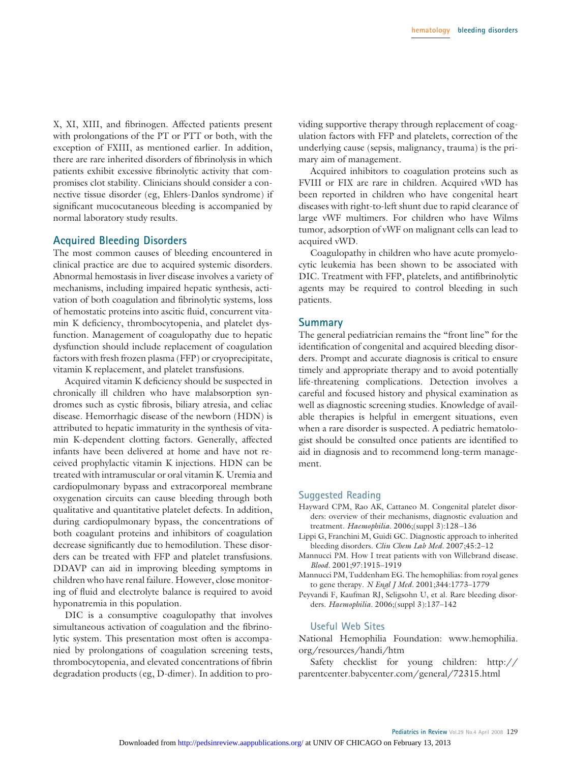X, XI, XIII, and fibrinogen. Affected patients present with prolongations of the PT or PTT or both, with the exception of FXIII, as mentioned earlier. In addition, there are rare inherited disorders of fibrinolysis in which patients exhibit excessive fibrinolytic activity that compromises clot stability. Clinicians should consider a connective tissue disorder (eg, Ehlers-Danlos syndrome) if significant mucocutaneous bleeding is accompanied by normal laboratory study results.

## Acquired Bleeding Disorders

The most common causes of bleeding encountered in clinical practice are due to acquired systemic disorders. Abnormal hemostasis in liver disease involves a variety of mechanisms, including impaired hepatic synthesis, activation of both coagulation and fibrinolytic systems, loss of hemostatic proteins into ascitic fluid, concurrent vitamin K deficiency, thrombocytopenia, and platelet dysfunction. Management of coagulopathy due to hepatic dysfunction should include replacement of coagulation factors with fresh frozen plasma (FFP) or cryoprecipitate, vitamin K replacement, and platelet transfusions.

Acquired vitamin K deficiency should be suspected in chronically ill children who have malabsorption syndromes such as cystic fibrosis, biliary atresia, and celiac disease. Hemorrhagic disease of the newborn (HDN) is attributed to hepatic immaturity in the synthesis of vitamin K-dependent clotting factors. Generally, affected infants have been delivered at home and have not received prophylactic vitamin K injections. HDN can be treated with intramuscular or oral vitamin K. Uremia and cardiopulmonary bypass and extracorporeal membrane oxygenation circuits can cause bleeding through both qualitative and quantitative platelet defects. In addition, during cardiopulmonary bypass, the concentrations of both coagulant proteins and inhibitors of coagulation decrease significantly due to hemodilution. These disorders can be treated with FFP and platelet transfusions. DDAVP can aid in improving bleeding symptoms in children who have renal failure. However, close monitoring of fluid and electrolyte balance is required to avoid hyponatremia in this population.

DIC is a consumptive coagulopathy that involves simultaneous activation of coagulation and the fibrinolytic system. This presentation most often is accompanied by prolongations of coagulation screening tests, thrombocytopenia, and elevated concentrations of fibrin degradation products (eg, D-dimer). In addition to providing supportive therapy through replacement of coagulation factors with FFP and platelets, correction of the underlying cause (sepsis, malignancy, trauma) is the primary aim of management.

Acquired inhibitors to coagulation proteins such as FVIII or FIX are rare in children. Acquired vWD has been reported in children who have congenital heart diseases with right-to-left shunt due to rapid clearance of large vWF multimers. For children who have Wilms tumor, adsorption of vWF on malignant cells can lead to acquired vWD.

Coagulopathy in children who have acute promyelocytic leukemia has been shown to be associated with DIC. Treatment with FFP, platelets, and antifibrinolytic agents may be required to control bleeding in such patients.

## Summary

The general pediatrician remains the "front line" for the identification of congenital and acquired bleeding disorders. Prompt and accurate diagnosis is critical to ensure timely and appropriate therapy and to avoid potentially life-threatening complications. Detection involves a careful and focused history and physical examination as well as diagnostic screening studies. Knowledge of available therapies is helpful in emergent situations, even when a rare disorder is suspected. A pediatric hematologist should be consulted once patients are identified to aid in diagnosis and to recommend long-term management.

## Suggested Reading

- Hayward CPM, Rao AK, Cattaneo M. Congenital platelet disorders: overview of their mechanisms, diagnostic evaluation and treatment. *Haemophilia*. 2006;(suppl 3):128–136
- Lippi G, Franchini M, Guidi GC. Diagnostic approach to inherited bleeding disorders. *Clin Chem Lab Med*. 2007;45:2–12
- Mannucci PM. How I treat patients with von Willebrand disease. *Blood*. 2001;97:1915–1919
- Mannucci PM, Tuddenham EG. The hemophilias: from royal genes to gene therapy. *N Engl J Med*. 2001;344:1773–1779
- Peyvandi F, Kaufman RJ, Seligsohn U, et al. Rare bleeding disorders. *Haemophilia*. 2006;(suppl 3):137–142

### Useful Web Sites

National Hemophilia Foundation: www.hemophilia.org/resources/handi/htm

Safety checklist for young children: http://parentcenter.babycenter.com/general/72315.html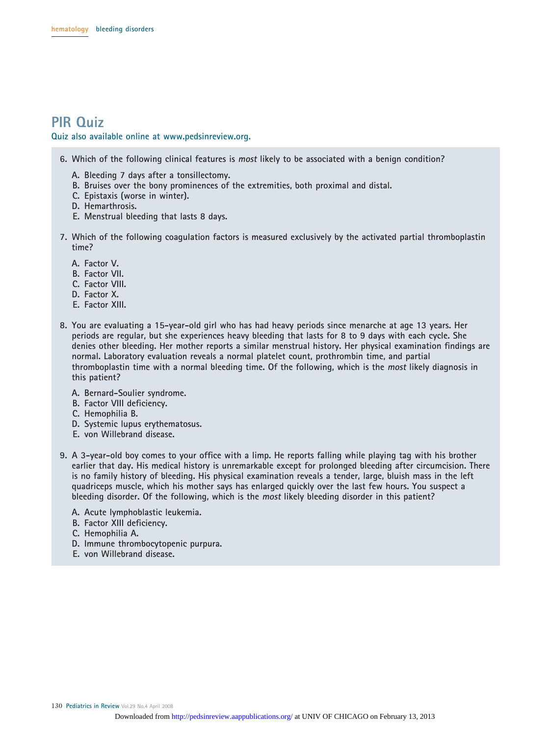# PIR Quiz

Quiz also available online at www.pedsinreview.org.

6. Which of the following clinical features is *most* likely to be associated with a benign condition?

   A. Bleeding 7 days after a tonsillectomy.
   B. Bruises over the bony prominences of the extremities, both proximal and distal.
   C. Epistaxis (worse in winter).
   D. Hemarthrosis.
   E. Menstrual bleeding that lasts 8 days.

7. Which of the following coagulation factors is measured exclusively by the activated partial thromboplastin time?

   A. Factor V.
   B. Factor VII.
   C. Factor VIII.
   D. Factor X.
   E. Factor XIII.

8. You are evaluating a 15-year-old girl who has had heavy periods since menarche at age 13 years. Her periods are regular, but she experiences heavy bleeding that lasts for 8 to 9 days with each cycle. She denies other bleeding. Her mother reports a similar menstrual history. Her physical examination findings are normal. Laboratory evaluation reveals a normal platelet count, prothrombin time, and partial thromboplastin time with a normal bleeding time. Of the following, which is the *most* likely diagnosis in this patient?

   A. Bernard-Soulier syndrome.
   B. Factor VIII deficiency.
   C. Hemophilia B.
   D. Systemic lupus erythematosus.
   E. von Willebrand disease.

9. A 3-year-old boy comes to your office with a limp. He reports falling while playing tag with his brother earlier that day. His medical history is unremarkable except for prolonged bleeding after circumcision. There is no family history of bleeding. His physical examination reveals a tender, large, bluish mass in the left quadriceps muscle, which his mother says has enlarged quickly over the last few hours. You suspect a bleeding disorder. Of the following, which is the *most* likely bleeding disorder in this patient?

   A. Acute lymphoblastic leukemia.
   B. Factor XIII deficiency.
   C. Hemophilia A.
   D. Immune thrombocytopenic purpura.
   E. von Willebrand disease.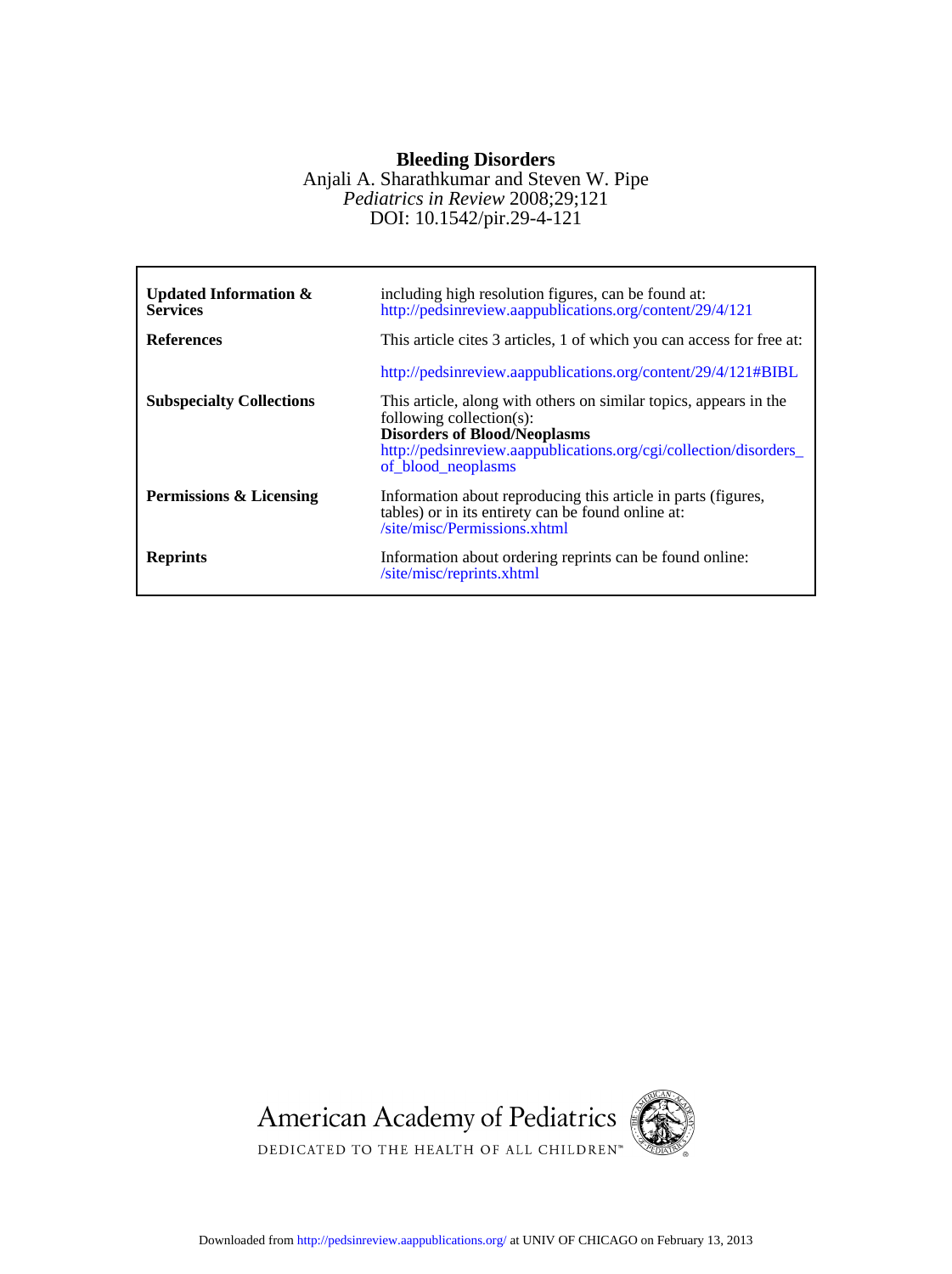# Bleeding Disorders

Anjali A. Sharathkumar and Steven W. Pipe

*Pediatrics in Review* 2008;29;121

DOI: 10.1542/pir.29-4-121

| | |
|---|---|
| **Updated Information & Services** | including high resolution figures, can be found at: http://pedsinreview.aappublications.org/content/29/4/121 |
| **References** | This article cites 3 articles, 1 of which you can access for free at: http://pedsinreview.aappublications.org/content/29/4/121#BIBL |
| **Subspecialty Collections** | This article, along with others on similar topics, appears in the following collection(s): **Disorders of Blood/Neoplasms** http://pedsinreview.aappublications.org/cgi/collection/disorders_of_blood_neoplasms |
| **Permissions & Licensing** | Information about reproducing this article in parts (figures, tables) or in its entirety can be found online at: /site/misc/Permissions.xhtml |
| **Reprints** | Information about ordering reprints can be found online: /site/misc/reprints.xhtml |

American Academy of Pediatrics

DEDICATED TO THE HEALTH OF ALL CHILDREN™

Downloaded from http://pedsinreview.aappublications.org/ at UNIV OF CHICAGO on February 13, 2013